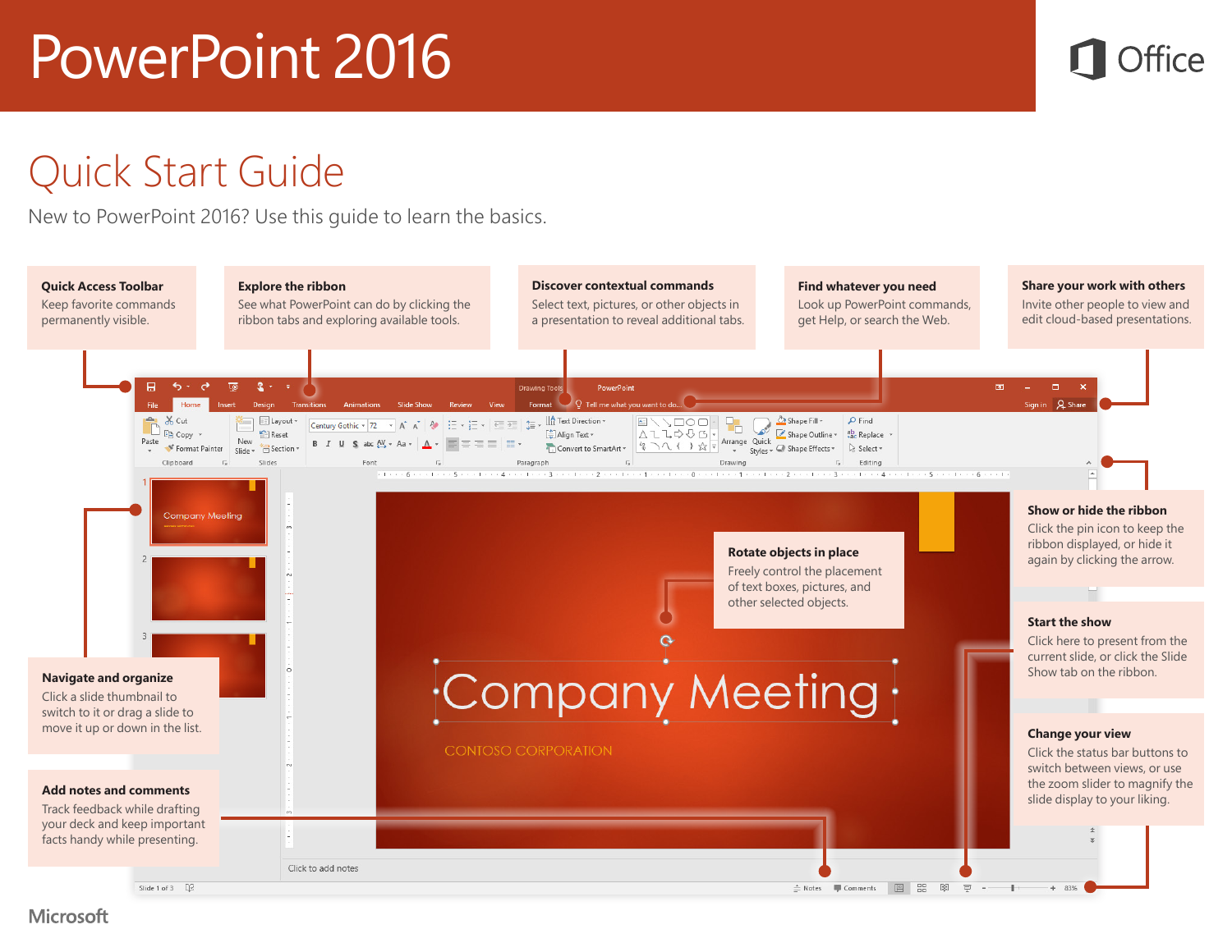# PowerPoint 2016

Office

## Quick Start Guide

New to PowerPoint 2016? Use this guide to learn the basics.

**Quick Access Toolbar**
Keep favorite commands permanently visible.

**Explore the ribbon**
See what PowerPoint can do by clicking the ribbon tabs and exploring available tools.

**Discover contextual commands**
Select text, pictures, or other objects in a presentation to reveal additional tabs.

**Find whatever you need**
Look up PowerPoint commands, get Help, or search the Web.

**Share your work with others**
Invite other people to view and edit cloud-based presentations.

**Show or hide the ribbon**
Click the pin icon to keep the ribbon displayed, or hide it again by clicking the arrow.

**Rotate objects in place**
Freely control the placement of text boxes, pictures, and other selected objects.

**Navigate and organize**
Click a slide thumbnail to switch to it or drag a slide to move it up or down in the list.

**Start the show**
Click here to present from the current slide, or click the Slide Show tab on the ribbon.

**Change your view**
Click the status bar buttons to switch between views, or use the zoom slider to magnify the slide display to your liking.

**Add notes and comments**
Track feedback while drafting your deck and keep important facts handy while presenting.

Microsoft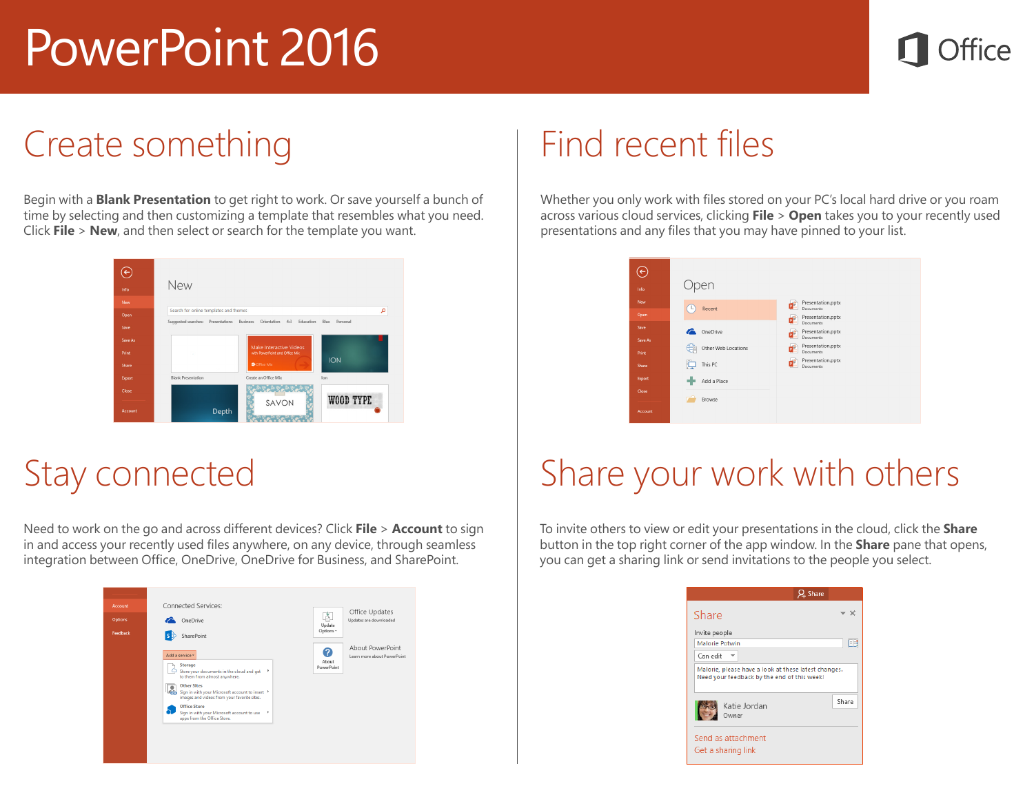# PowerPoint 2016

## Create something

Begin with a **Blank Presentation** to get right to work. Or save yourself a bunch of time by selecting and then customizing a template that resembles what you need. Click **File** > **New**, and then select or search for the template you want.

## Find recent files

Whether you only work with files stored on your PC's local hard drive or you roam across various cloud services, clicking **File** > **Open** takes you to your recently used presentations and any files that you may have pinned to your list.

## Stay connected

Need to work on the go and across different devices? Click **File** > **Account** to sign in and access your recently used files anywhere, on any device, through seamless integration between Office, OneDrive, OneDrive for Business, and SharePoint.

## Share your work with others

To invite others to view or edit your presentations in the cloud, click the **Share** button in the top right corner of the app window. In the **Share** pane that opens, you can get a sharing link or send invitations to the people you select.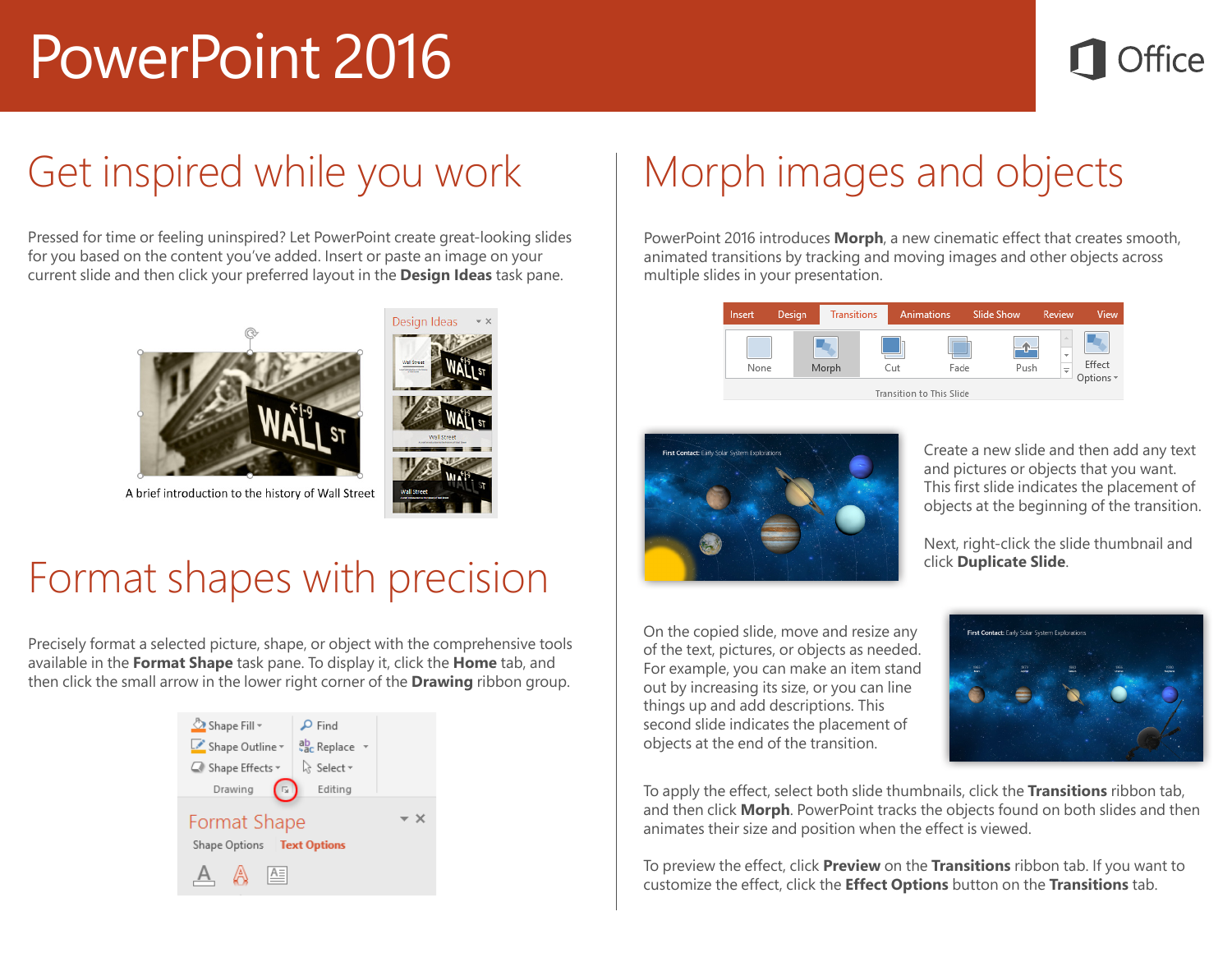# PowerPoint 2016

## Get inspired while you work

Pressed for time or feeling uninspired? Let PowerPoint create great-looking slides for you based on the content you've added. Insert or paste an image on your current slide and then click your preferred layout in the **Design Ideas** task pane.

## Format shapes with precision

Precisely format a selected picture, shape, or object with the comprehensive tools available in the **Format Shape** task pane. To display it, click the **Home** tab, and then click the small arrow in the lower right corner of the **Drawing** ribbon group.

## Morph images and objects

PowerPoint 2016 introduces **Morph**, a new cinematic effect that creates smooth, animated transitions by tracking and moving images and other objects across multiple slides in your presentation.

Create a new slide and then add any text and pictures or objects that you want. This first slide indicates the placement of objects at the beginning of the transition.

Next, right-click the slide thumbnail and click **Duplicate Slide**.

On the copied slide, move and resize any of the text, pictures, or objects as needed. For example, you can make an item stand out by increasing its size, or you can line things up and add descriptions. This second slide indicates the placement of objects at the end of the transition.

To apply the effect, select both slide thumbnails, click the **Transitions** ribbon tab, and then click **Morph**. PowerPoint tracks the objects found on both slides and then animates their size and position when the effect is viewed.

To preview the effect, click **Preview** on the **Transitions** ribbon tab. If you want to customize the effect, click the **Effect Options** button on the **Transitions** tab.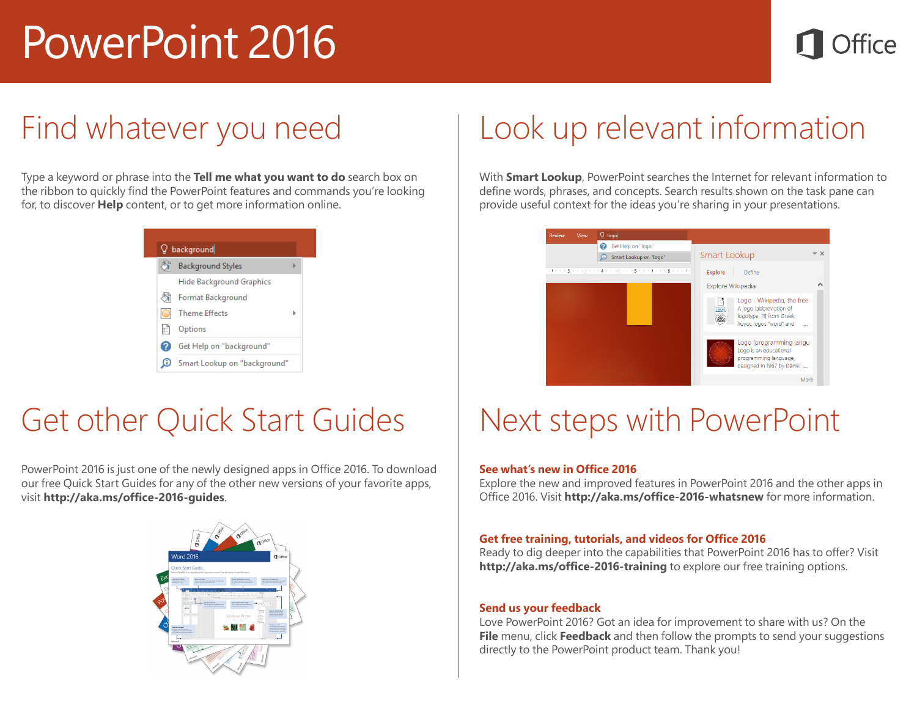# PowerPoint 2016

## Find whatever you need

Type a keyword or phrase into the **Tell me what you want to do** search box on the ribbon to quickly find the PowerPoint features and commands you're looking for, to discover **Help** content, or to get more information online.

## Look up relevant information

With **Smart Lookup**, PowerPoint searches the Internet for relevant information to define words, phrases, and concepts. Search results shown on the task pane can provide useful context for the ideas you're sharing in your presentations.

## Get other Quick Start Guides

PowerPoint 2016 is just one of the newly designed apps in Office 2016. To download our free Quick Start Guides for any of the other new versions of your favorite apps, visit **http://aka.ms/office-2016-guides**.

## Next steps with PowerPoint

### See what's new in Office 2016

Explore the new and improved features in PowerPoint 2016 and the other apps in Office 2016. Visit **http://aka.ms/office-2016-whatsnew** for more information.

### Get free training, tutorials, and videos for Office 2016

Ready to dig deeper into the capabilities that PowerPoint 2016 has to offer? Visit **http://aka.ms/office-2016-training** to explore our free training options.

### Send us your feedback

Love PowerPoint 2016? Got an idea for improvement to share with us? On the **File** menu, click **Feedback** and then follow the prompts to send your suggestions directly to the PowerPoint product team. Thank you!